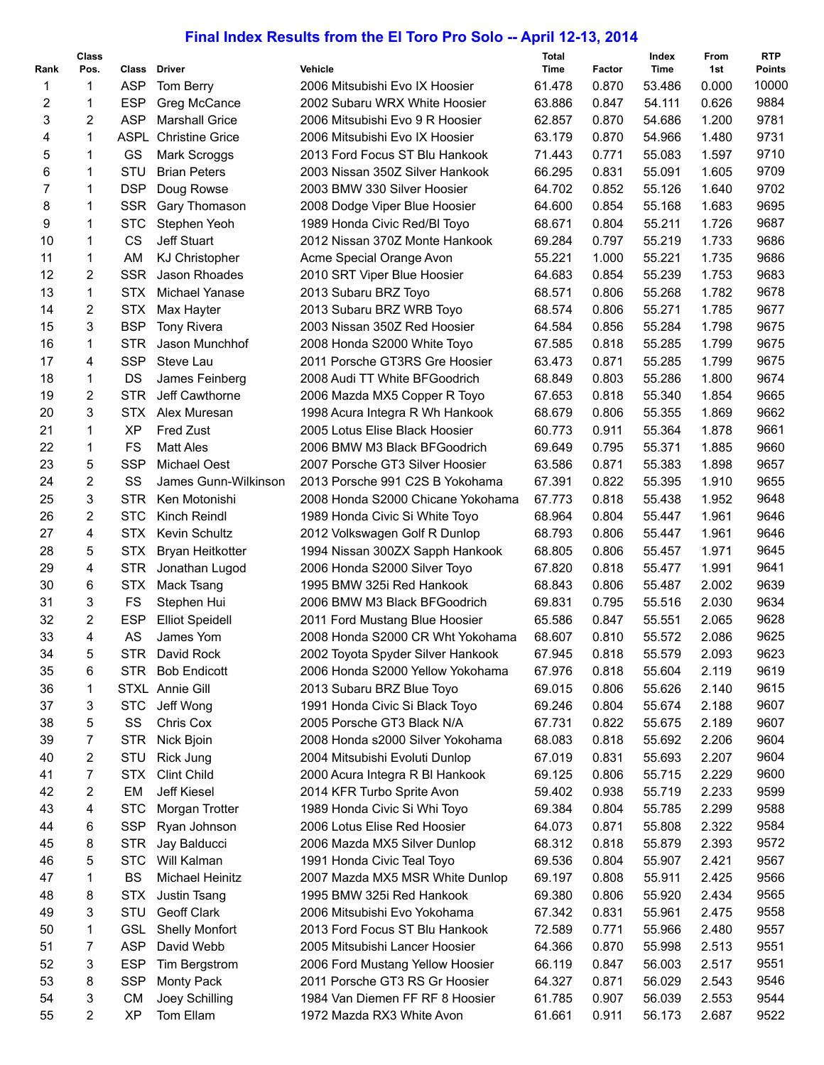# Final Index Results from the El Toro Pro Solo -- April 12-13, 2014

| Rank | Class Pos. | Class | Driver | Vehicle | Total Time | Factor | Index Time | From 1st | RTP Points |
|---|---|---|---|---|---|---|---|---|---|
| 1 | 1 | ASP | Tom Berry | 2006 Mitsubishi Evo IX Hoosier | 61.478 | 0.870 | 53.486 | 0.000 | 10000 |
| 2 | 1 | ESP | Greg McCance | 2002 Subaru WRX White Hoosier | 63.886 | 0.847 | 54.111 | 0.626 | 9884 |
| 3 | 2 | ASP | Marshall Grice | 2006 Mitsubishi Evo 9 R Hoosier | 62.857 | 0.870 | 54.686 | 1.200 | 9781 |
| 4 | 1 | ASPL | Christine Grice | 2006 Mitsubishi Evo IX Hoosier | 63.179 | 0.870 | 54.966 | 1.480 | 9731 |
| 5 | 1 | GS | Mark Scroggs | 2013 Ford Focus ST Blu Hankook | 71.443 | 0.771 | 55.083 | 1.597 | 9710 |
| 6 | 1 | STU | Brian Peters | 2003 Nissan 350Z Silver Hankook | 66.295 | 0.831 | 55.091 | 1.605 | 9709 |
| 7 | 1 | DSP | Doug Rowse | 2003 BMW 330 Silver Hoosier | 64.702 | 0.852 | 55.126 | 1.640 | 9702 |
| 8 | 1 | SSR | Gary Thomason | 2008 Dodge Viper Blue Hoosier | 64.600 | 0.854 | 55.168 | 1.683 | 9695 |
| 9 | 1 | STC | Stephen Yeoh | 1989 Honda Civic Red/Bl Toyo | 68.671 | 0.804 | 55.211 | 1.726 | 9687 |
| 10 | 1 | CS | Jeff Stuart | 2012 Nissan 370Z Monte Hankook | 69.284 | 0.797 | 55.219 | 1.733 | 9686 |
| 11 | 1 | AM | KJ Christopher | Acme Special Orange Avon | 55.221 | 1.000 | 55.221 | 1.735 | 9686 |
| 12 | 2 | SSR | Jason Rhoades | 2010 SRT Viper Blue Hoosier | 64.683 | 0.854 | 55.239 | 1.753 | 9683 |
| 13 | 1 | STX | Michael Yanase | 2013 Subaru BRZ Toyo | 68.571 | 0.806 | 55.268 | 1.782 | 9678 |
| 14 | 2 | STX | Max Hayter | 2013 Subaru BRZ WRB Toyo | 68.574 | 0.806 | 55.271 | 1.785 | 9677 |
| 15 | 3 | BSP | Tony Rivera | 2003 Nissan 350Z Red Hoosier | 64.584 | 0.856 | 55.284 | 1.798 | 9675 |
| 16 | 1 | STR | Jason Munchhof | 2008 Honda S2000 White Toyo | 67.585 | 0.818 | 55.285 | 1.799 | 9675 |
| 17 | 4 | SSP | Steve Lau | 2011 Porsche GT3RS Gre Hoosier | 63.473 | 0.871 | 55.285 | 1.799 | 9675 |
| 18 | 1 | DS | James Feinberg | 2008 Audi TT White BFGoodrich | 68.849 | 0.803 | 55.286 | 1.800 | 9674 |
| 19 | 2 | STR | Jeff Cawthorne | 2006 Mazda MX5 Copper R Toyo | 67.653 | 0.818 | 55.340 | 1.854 | 9665 |
| 20 | 3 | STX | Alex Muresan | 1998 Acura Integra R Wh Hankook | 68.679 | 0.806 | 55.355 | 1.869 | 9662 |
| 21 | 1 | XP | Fred Zust | 2005 Lotus Elise Black Hoosier | 60.773 | 0.911 | 55.364 | 1.878 | 9661 |
| 22 | 1 | FS | Matt Ales | 2006 BMW M3 Black BFGoodrich | 69.649 | 0.795 | 55.371 | 1.885 | 9660 |
| 23 | 5 | SSP | Michael Oest | 2007 Porsche GT3 Silver Hoosier | 63.586 | 0.871 | 55.383 | 1.898 | 9657 |
| 24 | 2 | SS | James Gunn-Wilkinson | 2013 Porsche 991 C2S B Yokohama | 67.391 | 0.822 | 55.395 | 1.910 | 9655 |
| 25 | 3 | STR | Ken Motonishi | 2008 Honda S2000 Chicane Yokohama | 67.773 | 0.818 | 55.438 | 1.952 | 9648 |
| 26 | 2 | STC | Kinch Reindl | 1989 Honda Civic Si White Toyo | 68.964 | 0.804 | 55.447 | 1.961 | 9646 |
| 27 | 4 | STX | Kevin Schultz | 2012 Volkswagen Golf R Dunlop | 68.793 | 0.806 | 55.447 | 1.961 | 9646 |
| 28 | 5 | STX | Bryan Heitkotter | 1994 Nissan 300ZX Sapph Hankook | 68.805 | 0.806 | 55.457 | 1.971 | 9645 |
| 29 | 4 | STR | Jonathan Lugod | 2006 Honda S2000 Silver Toyo | 67.820 | 0.818 | 55.477 | 1.991 | 9641 |
| 30 | 6 | STX | Mack Tsang | 1995 BMW 325i Red Hankook | 68.843 | 0.806 | 55.487 | 2.002 | 9639 |
| 31 | 3 | FS | Stephen Hui | 2006 BMW M3 Black BFGoodrich | 69.831 | 0.795 | 55.516 | 2.030 | 9634 |
| 32 | 2 | ESP | Elliot Speidell | 2011 Ford Mustang Blue Hoosier | 65.586 | 0.847 | 55.551 | 2.065 | 9628 |
| 33 | 4 | AS | James Yom | 2008 Honda S2000 CR Wht Yokohama | 68.607 | 0.810 | 55.572 | 2.086 | 9625 |
| 34 | 5 | STR | David Rock | 2002 Toyota Spyder Silver Hankook | 67.945 | 0.818 | 55.579 | 2.093 | 9623 |
| 35 | 6 | STR | Bob Endicott | 2006 Honda S2000 Yellow Yokohama | 67.976 | 0.818 | 55.604 | 2.119 | 9619 |
| 36 | 1 | STXL | Annie Gill | 2013 Subaru BRZ Blue Toyo | 69.015 | 0.806 | 55.626 | 2.140 | 9615 |
| 37 | 3 | STC | Jeff Wong | 1991 Honda Civic Si Black Toyo | 69.246 | 0.804 | 55.674 | 2.188 | 9607 |
| 38 | 5 | SS | Chris Cox | 2005 Porsche GT3 Black N/A | 67.731 | 0.822 | 55.675 | 2.189 | 9607 |
| 39 | 7 | STR | Nick Bjoin | 2008 Honda s2000 Silver Yokohama | 68.083 | 0.818 | 55.692 | 2.206 | 9604 |
| 40 | 2 | STU | Rick Jung | 2004 Mitsubishi Evoluti Dunlop | 67.019 | 0.831 | 55.693 | 2.207 | 9604 |
| 41 | 7 | STX | Clint Child | 2000 Acura Integra R Bl Hankook | 69.125 | 0.806 | 55.715 | 2.229 | 9600 |
| 42 | 2 | EM | Jeff Kiesel | 2014 KFR Turbo Sprite Avon | 59.402 | 0.938 | 55.719 | 2.233 | 9599 |
| 43 | 4 | STC | Morgan Trotter | 1989 Honda Civic Si Whi Toyo | 69.384 | 0.804 | 55.785 | 2.299 | 9588 |
| 44 | 6 | SSP | Ryan Johnson | 2006 Lotus Elise Red Hoosier | 64.073 | 0.871 | 55.808 | 2.322 | 9584 |
| 45 | 8 | STR | Jay Balducci | 2006 Mazda MX5 Silver Dunlop | 68.312 | 0.818 | 55.879 | 2.393 | 9572 |
| 46 | 5 | STC | Will Kalman | 1991 Honda Civic Teal Toyo | 69.536 | 0.804 | 55.907 | 2.421 | 9567 |
| 47 | 1 | BS | Michael Heinitz | 2007 Mazda MX5 MSR White Dunlop | 69.197 | 0.808 | 55.911 | 2.425 | 9566 |
| 48 | 8 | STX | Justin Tsang | 1995 BMW 325i Red Hankook | 69.380 | 0.806 | 55.920 | 2.434 | 9565 |
| 49 | 3 | STU | Geoff Clark | 2006 Mitsubishi Evo Yokohama | 67.342 | 0.831 | 55.961 | 2.475 | 9558 |
| 50 | 1 | GSL | Shelly Monfort | 2013 Ford Focus ST Blu Hankook | 72.589 | 0.771 | 55.966 | 2.480 | 9557 |
| 51 | 7 | ASP | David Webb | 2005 Mitsubishi Lancer Hoosier | 64.366 | 0.870 | 55.998 | 2.513 | 9551 |
| 52 | 3 | ESP | Tim Bergstrom | 2006 Ford Mustang Yellow Hoosier | 66.119 | 0.847 | 56.003 | 2.517 | 9551 |
| 53 | 8 | SSP | Monty Pack | 2011 Porsche GT3 RS Gr Hoosier | 64.327 | 0.871 | 56.029 | 2.543 | 9546 |
| 54 | 3 | CM | Joey Schilling | 1984 Van Diemen FF RF 8 Hoosier | 61.785 | 0.907 | 56.039 | 2.553 | 9544 |
| 55 | 2 | XP | Tom Ellam | 1972 Mazda RX3 White Avon | 61.661 | 0.911 | 56.173 | 2.687 | 9522 |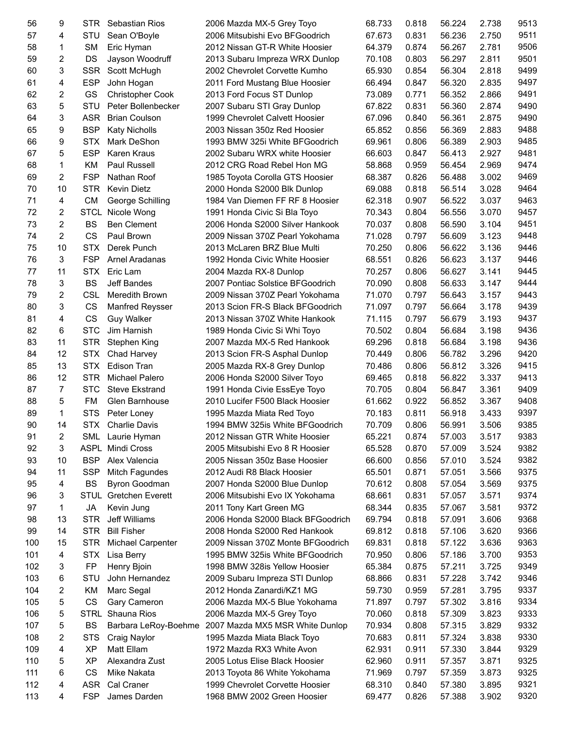| | | | | | | | | | |
|---|---|---|---|---|---|---|---|---|---|
| 56 | 9 | STR | Sebastian Rios | 2006 Mazda MX-5 Grey Toyo | 68.733 | 0.818 | 56.224 | 2.738 | 9513 |
| 57 | 4 | STU | Sean O'Boyle | 2006 Mitsubishi Evo BFGoodrich | 67.673 | 0.831 | 56.236 | 2.750 | 9511 |
| 58 | 1 | SM | Eric Hyman | 2012 Nissan GT-R White Hoosier | 64.379 | 0.874 | 56.267 | 2.781 | 9506 |
| 59 | 2 | DS | Jayson Woodruff | 2013 Subaru Impreza WRX Dunlop | 70.108 | 0.803 | 56.297 | 2.811 | 9501 |
| 60 | 3 | SSR | Scott McHugh | 2002 Chevrolet Corvette Kumho | 65.930 | 0.854 | 56.304 | 2.818 | 9499 |
| 61 | 4 | ESP | John Hogan | 2011 Ford Mustang Blue Hoosier | 66.494 | 0.847 | 56.320 | 2.835 | 9497 |
| 62 | 2 | GS | Christopher Cook | 2013 Ford Focus ST Dunlop | 73.089 | 0.771 | 56.352 | 2.866 | 9491 |
| 63 | 5 | STU | Peter Bollenbecker | 2007 Subaru STI Gray Dunlop | 67.822 | 0.831 | 56.360 | 2.874 | 9490 |
| 64 | 3 | ASR | Brian Coulson | 1999 Chevrolet Calvett Hoosier | 67.096 | 0.840 | 56.361 | 2.875 | 9490 |
| 65 | 9 | BSP | Katy Nicholls | 2003 Nissan 350z Red Hoosier | 65.852 | 0.856 | 56.369 | 2.883 | 9488 |
| 66 | 9 | STX | Mark DeShon | 1993 BMW 325i White BFGoodrich | 69.961 | 0.806 | 56.389 | 2.903 | 9485 |
| 67 | 5 | ESP | Karen Kraus | 2002 Subaru WRX white Hoosier | 66.603 | 0.847 | 56.413 | 2.927 | 9481 |
| 68 | 1 | KM | Paul Russell | 2012 CRG Road Rebel Hon MG | 58.868 | 0.959 | 56.454 | 2.969 | 9474 |
| 69 | 2 | FSP | Nathan Roof | 1985 Toyota Corolla GTS Hoosier | 68.387 | 0.826 | 56.488 | 3.002 | 9469 |
| 70 | 10 | STR | Kevin Dietz | 2000 Honda S2000 Blk Dunlop | 69.088 | 0.818 | 56.514 | 3.028 | 9464 |
| 71 | 4 | CM | George Schilling | 1984 Van Diemen FF RF 8 Hoosier | 62.318 | 0.907 | 56.522 | 3.037 | 9463 |
| 72 | 2 | STCL | Nicole Wong | 1991 Honda Civic Si Bla Toyo | 70.343 | 0.804 | 56.556 | 3.070 | 9457 |
| 73 | 2 | BS | Ben Clement | 2006 Honda S2000 Silver Hankook | 70.037 | 0.808 | 56.590 | 3.104 | 9451 |
| 74 | 2 | CS | Paul Brown | 2009 Nissan 370Z Pearl Yokohama | 71.028 | 0.797 | 56.609 | 3.123 | 9448 |
| 75 | 10 | STX | Derek Punch | 2013 McLaren BRZ Blue Multi | 70.250 | 0.806 | 56.622 | 3.136 | 9446 |
| 76 | 3 | FSP | Arnel Aradanas | 1992 Honda Civic White Hoosier | 68.551 | 0.826 | 56.623 | 3.137 | 9446 |
| 77 | 11 | STX | Eric Lam | 2004 Mazda RX-8 Dunlop | 70.257 | 0.806 | 56.627 | 3.141 | 9445 |
| 78 | 3 | BS | Jeff Bandes | 2007 Pontiac Solstice BFGoodrich | 70.090 | 0.808 | 56.633 | 3.147 | 9444 |
| 79 | 2 | CSL | Meredith Brown | 2009 Nissan 370Z Pearl Yokohama | 71.070 | 0.797 | 56.643 | 3.157 | 9443 |
| 80 | 3 | CS | Manfred Reysser | 2013 Scion FR-S Black BFGoodrich | 71.097 | 0.797 | 56.664 | 3.178 | 9439 |
| 81 | 4 | CS | Guy Walker | 2013 Nissan 370Z White Hankook | 71.115 | 0.797 | 56.679 | 3.193 | 9437 |
| 82 | 6 | STC | Jim Harnish | 1989 Honda Civic Si Whi Toyo | 70.502 | 0.804 | 56.684 | 3.198 | 9436 |
| 83 | 11 | STR | Stephen King | 2007 Mazda MX-5 Red Hankook | 69.296 | 0.818 | 56.684 | 3.198 | 9436 |
| 84 | 12 | STX | Chad Harvey | 2013 Scion FR-S Asphal Dunlop | 70.449 | 0.806 | 56.782 | 3.296 | 9420 |
| 85 | 13 | STX | Edison Tran | 2005 Mazda RX-8 Grey Dunlop | 70.486 | 0.806 | 56.812 | 3.326 | 9415 |
| 86 | 12 | STR | Michael Palero | 2006 Honda S2000 Silver Toyo | 69.465 | 0.818 | 56.822 | 3.337 | 9413 |
| 87 | 7 | STC | Steve Ekstrand | 1991 Honda Civie EssEye Toyo | 70.705 | 0.804 | 56.847 | 3.361 | 9409 |
| 88 | 5 | FM | Glen Barnhouse | 2010 Lucifer F500 Black Hoosier | 61.662 | 0.922 | 56.852 | 3.367 | 9408 |
| 89 | 1 | STS | Peter Loney | 1995 Mazda Miata Red Toyo | 70.183 | 0.811 | 56.918 | 3.433 | 9397 |
| 90 | 14 | STX | Charlie Davis | 1994 BMW 325is White BFGoodrich | 70.709 | 0.806 | 56.991 | 3.506 | 9385 |
| 91 | 2 | SML | Laurie Hyman | 2012 Nissan GTR White Hoosier | 65.221 | 0.874 | 57.003 | 3.517 | 9383 |
| 92 | 3 | ASPL | Mindi Cross | 2005 Mitsubishi Evo 8 R Hoosier | 65.528 | 0.870 | 57.009 | 3.524 | 9382 |
| 93 | 10 | BSP | Alex Valencia | 2005 Nissan 350z Base Hoosier | 66.600 | 0.856 | 57.010 | 3.524 | 9382 |
| 94 | 11 | SSP | Mitch Fagundes | 2012 Audi R8 Black Hoosier | 65.501 | 0.871 | 57.051 | 3.566 | 9375 |
| 95 | 4 | BS | Byron Goodman | 2007 Honda S2000 Blue Dunlop | 70.612 | 0.808 | 57.054 | 3.569 | 9375 |
| 96 | 3 | STUL | Gretchen Everett | 2006 Mitsubishi Evo IX Yokohama | 68.661 | 0.831 | 57.057 | 3.571 | 9374 |
| 97 | 1 | JA | Kevin Jung | 2011 Tony Kart Green MG | 68.344 | 0.835 | 57.067 | 3.581 | 9372 |
| 98 | 13 | STR | Jeff Williams | 2006 Honda S2000 Black BFGoodrich | 69.794 | 0.818 | 57.091 | 3.606 | 9368 |
| 99 | 14 | STR | Bill Fisher | 2008 Honda S2000 Red Hankook | 69.812 | 0.818 | 57.106 | 3.620 | 9366 |
| 100 | 15 | STR | Michael Carpenter | 2009 Nissan 370Z Monte BFGoodrich | 69.831 | 0.818 | 57.122 | 3.636 | 9363 |
| 101 | 4 | STX | Lisa Berry | 1995 BMW 325is White BFGoodrich | 70.950 | 0.806 | 57.186 | 3.700 | 9353 |
| 102 | 3 | FP | Henry Bjoin | 1998 BMW 328is Yellow Hoosier | 65.384 | 0.875 | 57.211 | 3.725 | 9349 |
| 103 | 6 | STU | John Hernandez | 2009 Subaru Impreza STI Dunlop | 68.866 | 0.831 | 57.228 | 3.742 | 9346 |
| 104 | 2 | KM | Marc Segal | 2012 Honda Zanardi/KZ1 MG | 59.730 | 0.959 | 57.281 | 3.795 | 9337 |
| 105 | 5 | CS | Gary Cameron | 2006 Mazda MX-5 Blue Yokohama | 71.897 | 0.797 | 57.302 | 3.816 | 9334 |
| 106 | 5 | STRL | Shauna Rios | 2006 Mazda MX-5 Grey Toyo | 70.060 | 0.818 | 57.309 | 3.823 | 9333 |
| 107 | 5 | BS | Barbara LeRoy-Boehme | 2007 Mazda MX5 MSR White Dunlop | 70.934 | 0.808 | 57.315 | 3.829 | 9332 |
| 108 | 2 | STS | Craig Naylor | 1995 Mazda Miata Black Toyo | 70.683 | 0.811 | 57.324 | 3.838 | 9330 |
| 109 | 4 | XP | Matt Ellam | 1972 Mazda RX3 White Avon | 62.931 | 0.911 | 57.330 | 3.844 | 9329 |
| 110 | 5 | XP | Alexandra Zust | 2005 Lotus Elise Black Hoosier | 62.960 | 0.911 | 57.357 | 3.871 | 9325 |
| 111 | 6 | CS | Mike Nakata | 2013 Toyota 86 White Yokohama | 71.969 | 0.797 | 57.359 | 3.873 | 9325 |
| 112 | 4 | ASR | Cal Craner | 1999 Chevrolet Corvette Hoosier | 68.310 | 0.840 | 57.380 | 3.895 | 9321 |
| 113 | 4 | FSP | James Darden | 1968 BMW 2002 Green Hoosier | 69.477 | 0.826 | 57.388 | 3.902 | 9320 |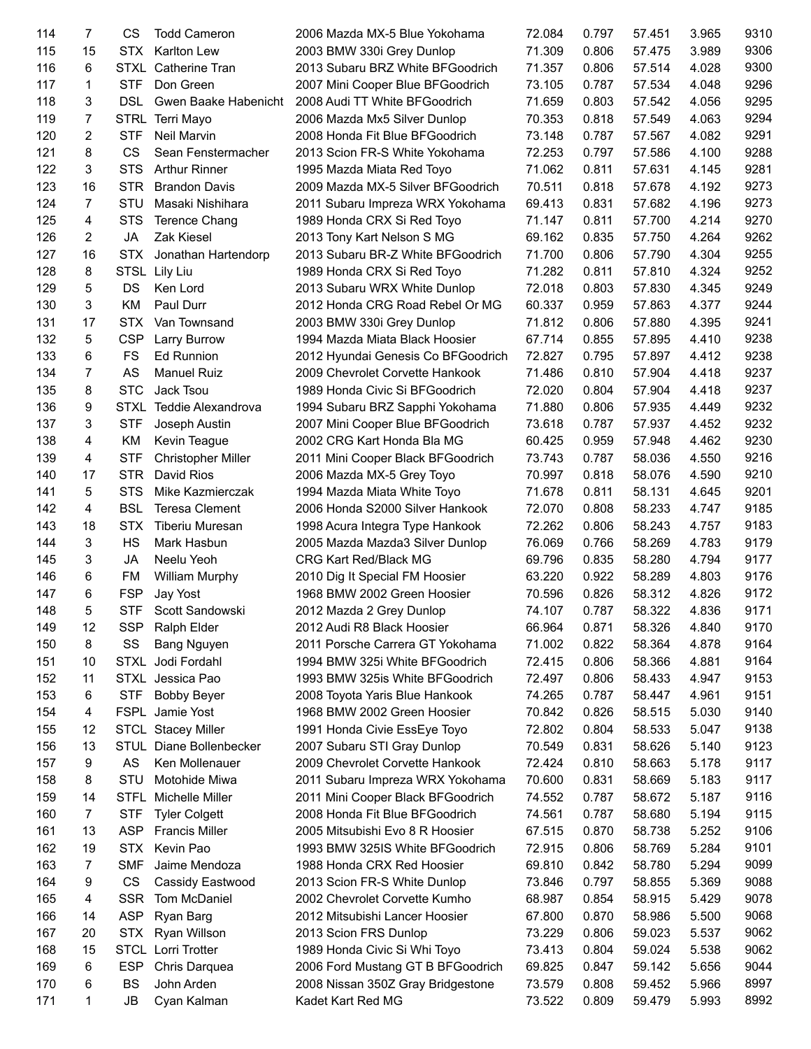| | | | | | | | | | |
|---|---|---|---|---|---|---|---|---|---|
| 114 | 7 | CS | Todd Cameron | 2006 Mazda MX-5 Blue Yokohama | 72.084 | 0.797 | 57.451 | 3.965 | 9310 |
| 115 | 15 | STX | Karlton Lew | 2003 BMW 330i Grey Dunlop | 71.309 | 0.806 | 57.475 | 3.989 | 9306 |
| 116 | 6 | STXL | Catherine Tran | 2013 Subaru BRZ White BFGoodrich | 71.357 | 0.806 | 57.514 | 4.028 | 9300 |
| 117 | 1 | STF | Don Green | 2007 Mini Cooper Blue BFGoodrich | 73.105 | 0.787 | 57.534 | 4.048 | 9296 |
| 118 | 3 | DSL | Gwen Baake Habenicht | 2008 Audi TT White BFGoodrich | 71.659 | 0.803 | 57.542 | 4.056 | 9295 |
| 119 | 7 | STRL | Terri Mayo | 2006 Mazda Mx5 Silver Dunlop | 70.353 | 0.818 | 57.549 | 4.063 | 9294 |
| 120 | 2 | STF | Neil Marvin | 2008 Honda Fit Blue BFGoodrich | 73.148 | 0.787 | 57.567 | 4.082 | 9291 |
| 121 | 8 | CS | Sean Fenstermacher | 2013 Scion FR-S White Yokohama | 72.253 | 0.797 | 57.586 | 4.100 | 9288 |
| 122 | 3 | STS | Arthur Rinner | 1995 Mazda Miata Red Toyo | 71.062 | 0.811 | 57.631 | 4.145 | 9281 |
| 123 | 16 | STR | Brandon Davis | 2009 Mazda MX-5 Silver BFGoodrich | 70.511 | 0.818 | 57.678 | 4.192 | 9273 |
| 124 | 7 | STU | Masaki Nishihara | 2011 Subaru Impreza WRX Yokohama | 69.413 | 0.831 | 57.682 | 4.196 | 9273 |
| 125 | 4 | STS | Terence Chang | 1989 Honda CRX Si Red Toyo | 71.147 | 0.811 | 57.700 | 4.214 | 9270 |
| 126 | 2 | JA | Zak Kiesel | 2013 Tony Kart Nelson S MG | 69.162 | 0.835 | 57.750 | 4.264 | 9262 |
| 127 | 16 | STX | Jonathan Hartendorp | 2013 Subaru BR-Z White BFGoodrich | 71.700 | 0.806 | 57.790 | 4.304 | 9255 |
| 128 | 8 | STSL | Lily Liu | 1989 Honda CRX Si Red Toyo | 71.282 | 0.811 | 57.810 | 4.324 | 9252 |
| 129 | 5 | DS | Ken Lord | 2013 Subaru WRX White Dunlop | 72.018 | 0.803 | 57.830 | 4.345 | 9249 |
| 130 | 3 | KM | Paul Durr | 2012 Honda CRG Road Rebel Or MG | 60.337 | 0.959 | 57.863 | 4.377 | 9244 |
| 131 | 17 | STX | Van Townsand | 2003 BMW 330i Grey Dunlop | 71.812 | 0.806 | 57.880 | 4.395 | 9241 |
| 132 | 5 | CSP | Larry Burrow | 1994 Mazda Miata Black Hoosier | 67.714 | 0.855 | 57.895 | 4.410 | 9238 |
| 133 | 6 | FS | Ed Runnion | 2012 Hyundai Genesis Co BFGoodrich | 72.827 | 0.795 | 57.897 | 4.412 | 9238 |
| 134 | 7 | AS | Manuel Ruiz | 2009 Chevrolet Corvette Hankook | 71.486 | 0.810 | 57.904 | 4.418 | 9237 |
| 135 | 8 | STC | Jack Tsou | 1989 Honda Civic Si BFGoodrich | 72.020 | 0.804 | 57.904 | 4.418 | 9237 |
| 136 | 9 | STXL | Teddie Alexandrova | 1994 Subaru BRZ Sapphi Yokohama | 71.880 | 0.806 | 57.935 | 4.449 | 9232 |
| 137 | 3 | STF | Joseph Austin | 2007 Mini Cooper Blue BFGoodrich | 73.618 | 0.787 | 57.937 | 4.452 | 9232 |
| 138 | 4 | KM | Kevin Teague | 2002 CRG Kart Honda Bla MG | 60.425 | 0.959 | 57.948 | 4.462 | 9230 |
| 139 | 4 | STF | Christopher Miller | 2011 Mini Cooper Black BFGoodrich | 73.743 | 0.787 | 58.036 | 4.550 | 9216 |
| 140 | 17 | STR | David Rios | 2006 Mazda MX-5 Grey Toyo | 70.997 | 0.818 | 58.076 | 4.590 | 9210 |
| 141 | 5 | STS | Mike Kazmierczak | 1994 Mazda Miata White Toyo | 71.678 | 0.811 | 58.131 | 4.645 | 9201 |
| 142 | 4 | BSL | Teresa Clement | 2006 Honda S2000 Silver Hankook | 72.070 | 0.808 | 58.233 | 4.747 | 9185 |
| 143 | 18 | STX | Tiberiu Muresan | 1998 Acura Integra Type Hankook | 72.262 | 0.806 | 58.243 | 4.757 | 9183 |
| 144 | 3 | HS | Mark Hasbun | 2005 Mazda Mazda3 Silver Dunlop | 76.069 | 0.766 | 58.269 | 4.783 | 9179 |
| 145 | 3 | JA | Neelu Yeoh | CRG Kart Red/Black MG | 69.796 | 0.835 | 58.280 | 4.794 | 9177 |
| 146 | 6 | FM | William Murphy | 2010 Dig It Special FM Hoosier | 63.220 | 0.922 | 58.289 | 4.803 | 9176 |
| 147 | 6 | FSP | Jay Yost | 1968 BMW 2002 Green Hoosier | 70.596 | 0.826 | 58.312 | 4.826 | 9172 |
| 148 | 5 | STF | Scott Sandowski | 2012 Mazda 2 Grey Dunlop | 74.107 | 0.787 | 58.322 | 4.836 | 9171 |
| 149 | 12 | SSP | Ralph Elder | 2012 Audi R8 Black Hoosier | 66.964 | 0.871 | 58.326 | 4.840 | 9170 |
| 150 | 8 | SS | Bang Nguyen | 2011 Porsche Carrera GT Yokohama | 71.002 | 0.822 | 58.364 | 4.878 | 9164 |
| 151 | 10 | STXL | Jodi Fordahl | 1994 BMW 325i White BFGoodrich | 72.415 | 0.806 | 58.366 | 4.881 | 9164 |
| 152 | 11 | STXL | Jessica Pao | 1993 BMW 325is White BFGoodrich | 72.497 | 0.806 | 58.433 | 4.947 | 9153 |
| 153 | 6 | STF | Bobby Beyer | 2008 Toyota Yaris Blue Hankook | 74.265 | 0.787 | 58.447 | 4.961 | 9151 |
| 154 | 4 | FSPL | Jamie Yost | 1968 BMW 2002 Green Hoosier | 70.842 | 0.826 | 58.515 | 5.030 | 9140 |
| 155 | 12 | STCL | Stacey Miller | 1991 Honda Civie EssEye Toyo | 72.802 | 0.804 | 58.533 | 5.047 | 9138 |
| 156 | 13 | STUL | Diane Bollenbecker | 2007 Subaru STI Gray Dunlop | 70.549 | 0.831 | 58.626 | 5.140 | 9123 |
| 157 | 9 | AS | Ken Mollenauer | 2009 Chevrolet Corvette Hankook | 72.424 | 0.810 | 58.663 | 5.178 | 9117 |
| 158 | 8 | STU | Motohide Miwa | 2011 Subaru Impreza WRX Yokohama | 70.600 | 0.831 | 58.669 | 5.183 | 9117 |
| 159 | 14 | STFL | Michelle Miller | 2011 Mini Cooper Black BFGoodrich | 74.552 | 0.787 | 58.672 | 5.187 | 9116 |
| 160 | 7 | STF | Tyler Colgett | 2008 Honda Fit Blue BFGoodrich | 74.561 | 0.787 | 58.680 | 5.194 | 9115 |
| 161 | 13 | ASP | Francis Miller | 2005 Mitsubishi Evo 8 R Hoosier | 67.515 | 0.870 | 58.738 | 5.252 | 9106 |
| 162 | 19 | STX | Kevin Pao | 1993 BMW 325IS White BFGoodrich | 72.915 | 0.806 | 58.769 | 5.284 | 9101 |
| 163 | 7 | SMF | Jaime Mendoza | 1988 Honda CRX Red Hoosier | 69.810 | 0.842 | 58.780 | 5.294 | 9099 |
| 164 | 9 | CS | Cassidy Eastwood | 2013 Scion FR-S White Dunlop | 73.846 | 0.797 | 58.855 | 5.369 | 9088 |
| 165 | 4 | SSR | Tom McDaniel | 2002 Chevrolet Corvette Kumho | 68.987 | 0.854 | 58.915 | 5.429 | 9078 |
| 166 | 14 | ASP | Ryan Barg | 2012 Mitsubishi Lancer Hoosier | 67.800 | 0.870 | 58.986 | 5.500 | 9068 |
| 167 | 20 | STX | Ryan Willson | 2013 Scion FRS Dunlop | 73.229 | 0.806 | 59.023 | 5.537 | 9062 |
| 168 | 15 | STCL | Lorri Trotter | 1989 Honda Civic Si Whi Toyo | 73.413 | 0.804 | 59.024 | 5.538 | 9062 |
| 169 | 6 | ESP | Chris Darquea | 2006 Ford Mustang GT B BFGoodrich | 69.825 | 0.847 | 59.142 | 5.656 | 9044 |
| 170 | 6 | BS | John Arden | 2008 Nissan 350Z Gray Bridgestone | 73.579 | 0.808 | 59.452 | 5.966 | 8997 |
| 171 | 1 | JB | Cyan Kalman | Kadet Kart Red MG | 73.522 | 0.809 | 59.479 | 5.993 | 8992 |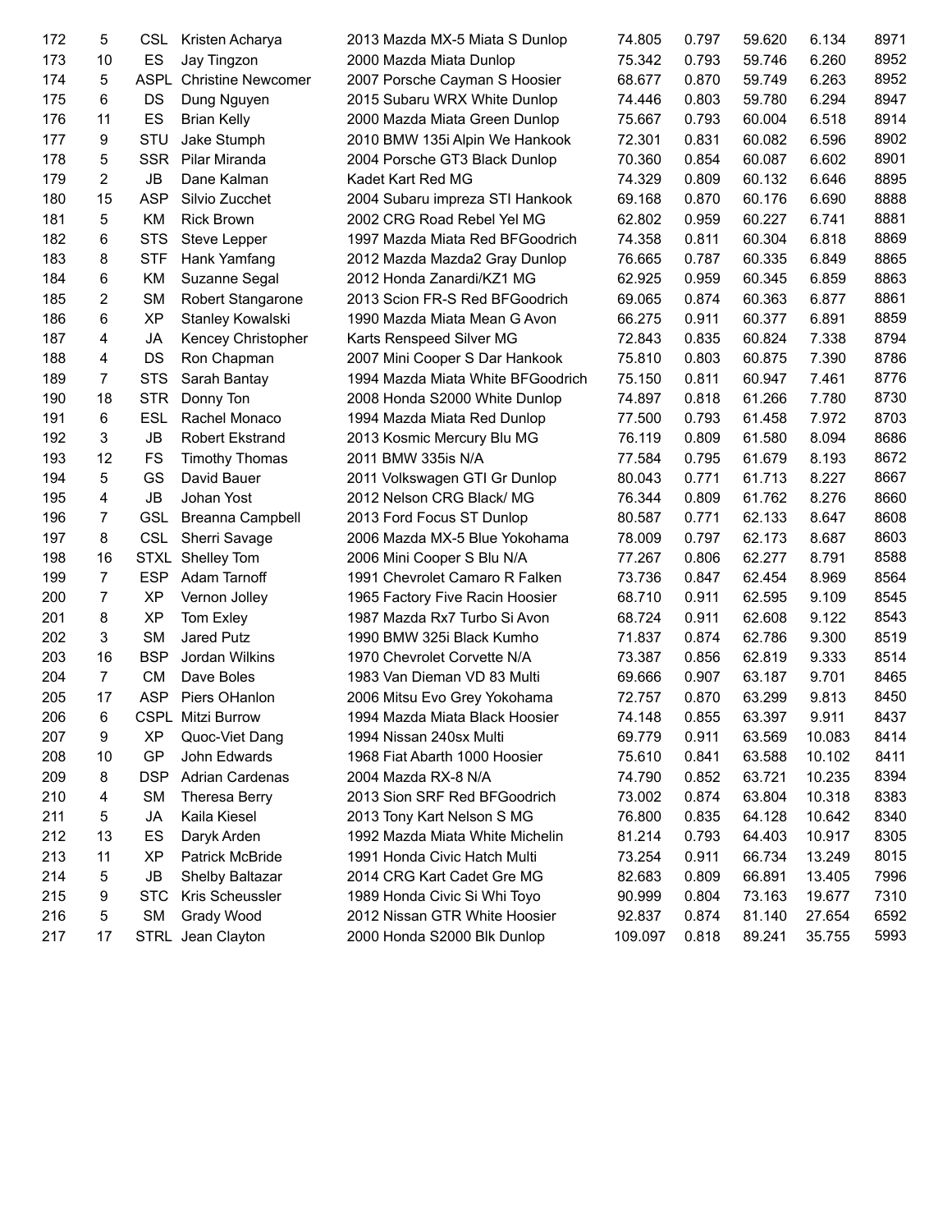| | | | | | | | | | |
|---|---|---|---|---|---|---|---|---|---|
| 172 | 5 | CSL | Kristen Acharya | 2013 Mazda MX-5 Miata S Dunlop | 74.805 | 0.797 | 59.620 | 6.134 | 8971 |
| 173 | 10 | ES | Jay Tingzon | 2000 Mazda Miata Dunlop | 75.342 | 0.793 | 59.746 | 6.260 | 8952 |
| 174 | 5 | ASPL | Christine Newcomer | 2007 Porsche Cayman S Hoosier | 68.677 | 0.870 | 59.749 | 6.263 | 8952 |
| 175 | 6 | DS | Dung Nguyen | 2015 Subaru WRX White Dunlop | 74.446 | 0.803 | 59.780 | 6.294 | 8947 |
| 176 | 11 | ES | Brian Kelly | 2000 Mazda Miata Green Dunlop | 75.667 | 0.793 | 60.004 | 6.518 | 8914 |
| 177 | 9 | STU | Jake Stumph | 2010 BMW 135i Alpin We Hankook | 72.301 | 0.831 | 60.082 | 6.596 | 8902 |
| 178 | 5 | SSR | Pilar Miranda | 2004 Porsche GT3 Black Dunlop | 70.360 | 0.854 | 60.087 | 6.602 | 8901 |
| 179 | 2 | JB | Dane Kalman | Kadet Kart Red MG | 74.329 | 0.809 | 60.132 | 6.646 | 8895 |
| 180 | 15 | ASP | Silvio Zucchet | 2004 Subaru impreza STI Hankook | 69.168 | 0.870 | 60.176 | 6.690 | 8888 |
| 181 | 5 | KM | Rick Brown | 2002 CRG Road Rebel Yel MG | 62.802 | 0.959 | 60.227 | 6.741 | 8881 |
| 182 | 6 | STS | Steve Lepper | 1997 Mazda Miata Red BFGoodrich | 74.358 | 0.811 | 60.304 | 6.818 | 8869 |
| 183 | 8 | STF | Hank Yamfang | 2012 Mazda Mazda2 Gray Dunlop | 76.665 | 0.787 | 60.335 | 6.849 | 8865 |
| 184 | 6 | KM | Suzanne Segal | 2012 Honda Zanardi/KZ1 MG | 62.925 | 0.959 | 60.345 | 6.859 | 8863 |
| 185 | 2 | SM | Robert Stangarone | 2013 Scion FR-S Red BFGoodrich | 69.065 | 0.874 | 60.363 | 6.877 | 8861 |
| 186 | 6 | XP | Stanley Kowalski | 1990 Mazda Miata Mean G Avon | 66.275 | 0.911 | 60.377 | 6.891 | 8859 |
| 187 | 4 | JA | Kencey Christopher | Karts Renspeed Silver MG | 72.843 | 0.835 | 60.824 | 7.338 | 8794 |
| 188 | 4 | DS | Ron Chapman | 2007 Mini Cooper S Dar Hankook | 75.810 | 0.803 | 60.875 | 7.390 | 8786 |
| 189 | 7 | STS | Sarah Bantay | 1994 Mazda Miata White BFGoodrich | 75.150 | 0.811 | 60.947 | 7.461 | 8776 |
| 190 | 18 | STR | Donny Ton | 2008 Honda S2000 White Dunlop | 74.897 | 0.818 | 61.266 | 7.780 | 8730 |
| 191 | 6 | ESL | Rachel Monaco | 1994 Mazda Miata Red Dunlop | 77.500 | 0.793 | 61.458 | 7.972 | 8703 |
| 192 | 3 | JB | Robert Ekstrand | 2013 Kosmic Mercury Blu MG | 76.119 | 0.809 | 61.580 | 8.094 | 8686 |
| 193 | 12 | FS | Timothy Thomas | 2011 BMW 335is N/A | 77.584 | 0.795 | 61.679 | 8.193 | 8672 |
| 194 | 5 | GS | David Bauer | 2011 Volkswagen GTI Gr Dunlop | 80.043 | 0.771 | 61.713 | 8.227 | 8667 |
| 195 | 4 | JB | Johan Yost | 2012 Nelson CRG Black/ MG | 76.344 | 0.809 | 61.762 | 8.276 | 8660 |
| 196 | 7 | GSL | Breanna Campbell | 2013 Ford Focus ST Dunlop | 80.587 | 0.771 | 62.133 | 8.647 | 8608 |
| 197 | 8 | CSL | Sherri Savage | 2006 Mazda MX-5 Blue Yokohama | 78.009 | 0.797 | 62.173 | 8.687 | 8603 |
| 198 | 16 | STXL | Shelley Tom | 2006 Mini Cooper S Blu N/A | 77.267 | 0.806 | 62.277 | 8.791 | 8588 |
| 199 | 7 | ESP | Adam Tarnoff | 1991 Chevrolet Camaro R Falken | 73.736 | 0.847 | 62.454 | 8.969 | 8564 |
| 200 | 7 | XP | Vernon Jolley | 1965 Factory Five Racin Hoosier | 68.710 | 0.911 | 62.595 | 9.109 | 8545 |
| 201 | 8 | XP | Tom Exley | 1987 Mazda Rx7 Turbo Si Avon | 68.724 | 0.911 | 62.608 | 9.122 | 8543 |
| 202 | 3 | SM | Jared Putz | 1990 BMW 325i Black Kumho | 71.837 | 0.874 | 62.786 | 9.300 | 8519 |
| 203 | 16 | BSP | Jordan Wilkins | 1970 Chevrolet Corvette N/A | 73.387 | 0.856 | 62.819 | 9.333 | 8514 |
| 204 | 7 | CM | Dave Boles | 1983 Van Dieman VD 83 Multi | 69.666 | 0.907 | 63.187 | 9.701 | 8465 |
| 205 | 17 | ASP | Piers OHanlon | 2006 Mitsu Evo Grey Yokohama | 72.757 | 0.870 | 63.299 | 9.813 | 8450 |
| 206 | 6 | CSPL | Mitzi Burrow | 1994 Mazda Miata Black Hoosier | 74.148 | 0.855 | 63.397 | 9.911 | 8437 |
| 207 | 9 | XP | Quoc-Viet Dang | 1994 Nissan 240sx Multi | 69.779 | 0.911 | 63.569 | 10.083 | 8414 |
| 208 | 10 | GP | John Edwards | 1968 Fiat Abarth 1000 Hoosier | 75.610 | 0.841 | 63.588 | 10.102 | 8411 |
| 209 | 8 | DSP | Adrian Cardenas | 2004 Mazda RX-8 N/A | 74.790 | 0.852 | 63.721 | 10.235 | 8394 |
| 210 | 4 | SM | Theresa Berry | 2013 Sion SRF Red BFGoodrich | 73.002 | 0.874 | 63.804 | 10.318 | 8383 |
| 211 | 5 | JA | Kaila Kiesel | 2013 Tony Kart Nelson S MG | 76.800 | 0.835 | 64.128 | 10.642 | 8340 |
| 212 | 13 | ES | Daryk Arden | 1992 Mazda Miata White Michelin | 81.214 | 0.793 | 64.403 | 10.917 | 8305 |
| 213 | 11 | XP | Patrick McBride | 1991 Honda Civic Hatch Multi | 73.254 | 0.911 | 66.734 | 13.249 | 8015 |
| 214 | 5 | JB | Shelby Baltazar | 2014 CRG Kart Cadet Gre MG | 82.683 | 0.809 | 66.891 | 13.405 | 7996 |
| 215 | 9 | STC | Kris Scheussler | 1989 Honda Civic Si Whi Toyo | 90.999 | 0.804 | 73.163 | 19.677 | 7310 |
| 216 | 5 | SM | Grady Wood | 2012 Nissan GTR White Hoosier | 92.837 | 0.874 | 81.140 | 27.654 | 6592 |
| 217 | 17 | STRL | Jean Clayton | 2000 Honda S2000 Blk Dunlop | 109.097 | 0.818 | 89.241 | 35.755 | 5993 |